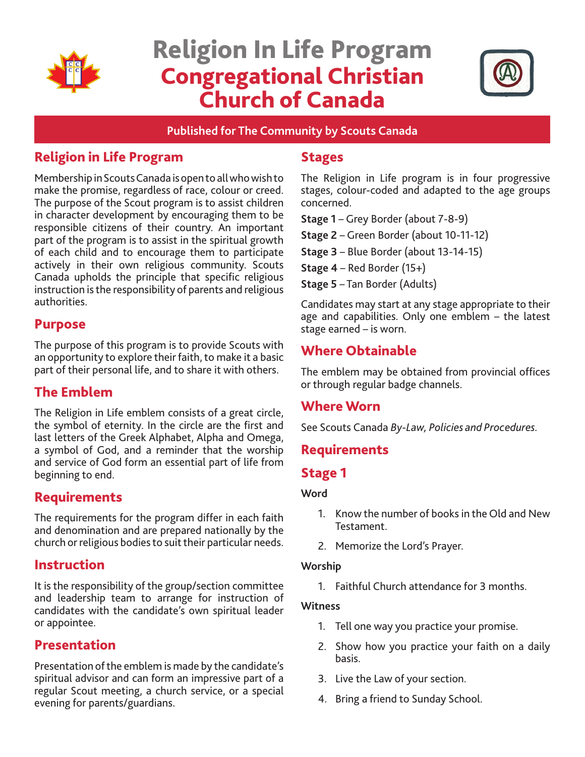# Religion In Life Program
# Congregational Christian Church of Canada

**Published for The Community by Scouts Canada**

## Religion in Life Program

Membership in Scouts Canada is open to all who wish to make the promise, regardless of race, colour or creed. The purpose of the Scout program is to assist children in character development by encouraging them to be responsible citizens of their country. An important part of the program is to assist in the spiritual growth of each child and to encourage them to participate actively in their own religious community. Scouts Canada upholds the principle that specific religious instruction is the responsibility of parents and religious authorities.

## Purpose

The purpose of this program is to provide Scouts with an opportunity to explore their faith, to make it a basic part of their personal life, and to share it with others.

## The Emblem

The Religion in Life emblem consists of a great circle, the symbol of eternity. In the circle are the first and last letters of the Greek Alphabet, Alpha and Omega, a symbol of God, and a reminder that the worship and service of God form an essential part of life from beginning to end.

## Requirements

The requirements for the program differ in each faith and denomination and are prepared nationally by the church or religious bodies to suit their particular needs.

## Instruction

It is the responsibility of the group/section committee and leadership team to arrange for instruction of candidates with the candidate's own spiritual leader or appointee.

## Presentation

Presentation of the emblem is made by the candidate's spiritual advisor and can form an impressive part of a regular Scout meeting, a church service, or a special evening for parents/guardians.

## Stages

The Religion in Life program is in four progressive stages, colour-coded and adapted to the age groups concerned.

**Stage 1** – Grey Border (about 7-8-9)

**Stage 2** – Green Border (about 10-11-12)

**Stage 3** – Blue Border (about 13-14-15)

**Stage 4** – Red Border (15+)

**Stage 5** – Tan Border (Adults)

Candidates may start at any stage appropriate to their age and capabilities. Only one emblem – the latest stage earned – is worn.

## Where Obtainable

The emblem may be obtained from provincial offices or through regular badge channels.

## Where Worn

See Scouts Canada *By-Law, Policies and Procedures*.

## Requirements

## Stage 1

**Word**

1. Know the number of books in the Old and New Testament.
2. Memorize the Lord's Prayer.

**Worship**

1. Faithful Church attendance for 3 months.

**Witness**

1. Tell one way you practice your promise.
2. Show how you practice your faith on a daily basis.
3. Live the Law of your section.
4. Bring a friend to Sunday School.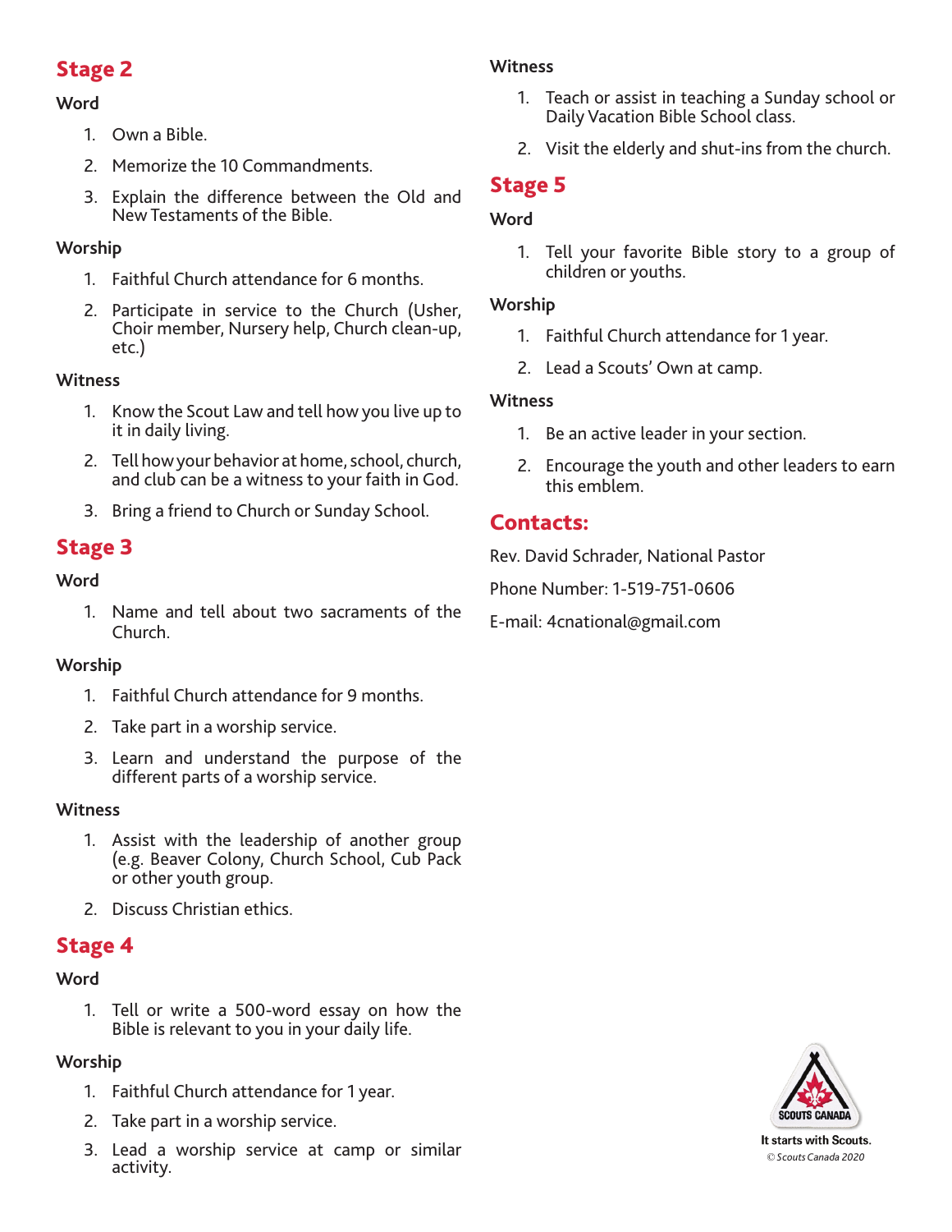## Stage 2

### Word

1. Own a Bible.
2. Memorize the 10 Commandments.
3. Explain the difference between the Old and New Testaments of the Bible.

### Worship

1. Faithful Church attendance for 6 months.
2. Participate in service to the Church (Usher, Choir member, Nursery help, Church clean-up, etc.)

### Witness

1. Know the Scout Law and tell how you live up to it in daily living.
2. Tell how your behavior at home, school, church, and club can be a witness to your faith in God.
3. Bring a friend to Church or Sunday School.

## Stage 3

### Word

1. Name and tell about two sacraments of the Church.

### Worship

1. Faithful Church attendance for 9 months.
2. Take part in a worship service.
3. Learn and understand the purpose of the different parts of a worship service.

### Witness

1. Assist with the leadership of another group (e.g. Beaver Colony, Church School, Cub Pack or other youth group.
2. Discuss Christian ethics.

## Stage 4

### Word

1. Tell or write a 500-word essay on how the Bible is relevant to you in your daily life.

### Worship

1. Faithful Church attendance for 1 year.
2. Take part in a worship service.
3. Lead a worship service at camp or similar activity.

### Witness

1. Teach or assist in teaching a Sunday school or Daily Vacation Bible School class.
2. Visit the elderly and shut-ins from the church.

## Stage 5

### Word

1. Tell your favorite Bible story to a group of children or youths.

### Worship

1. Faithful Church attendance for 1 year.
2. Lead a Scouts' Own at camp.

### Witness

1. Be an active leader in your section.
2. Encourage the youth and other leaders to earn this emblem.

## Contacts:

Rev. David Schrader, National Pastor

Phone Number: 1-519-751-0606

E-mail: 4cnational@gmail.com

SCOUTS CANADA

It starts with Scouts.

*© Scouts Canada 2020*